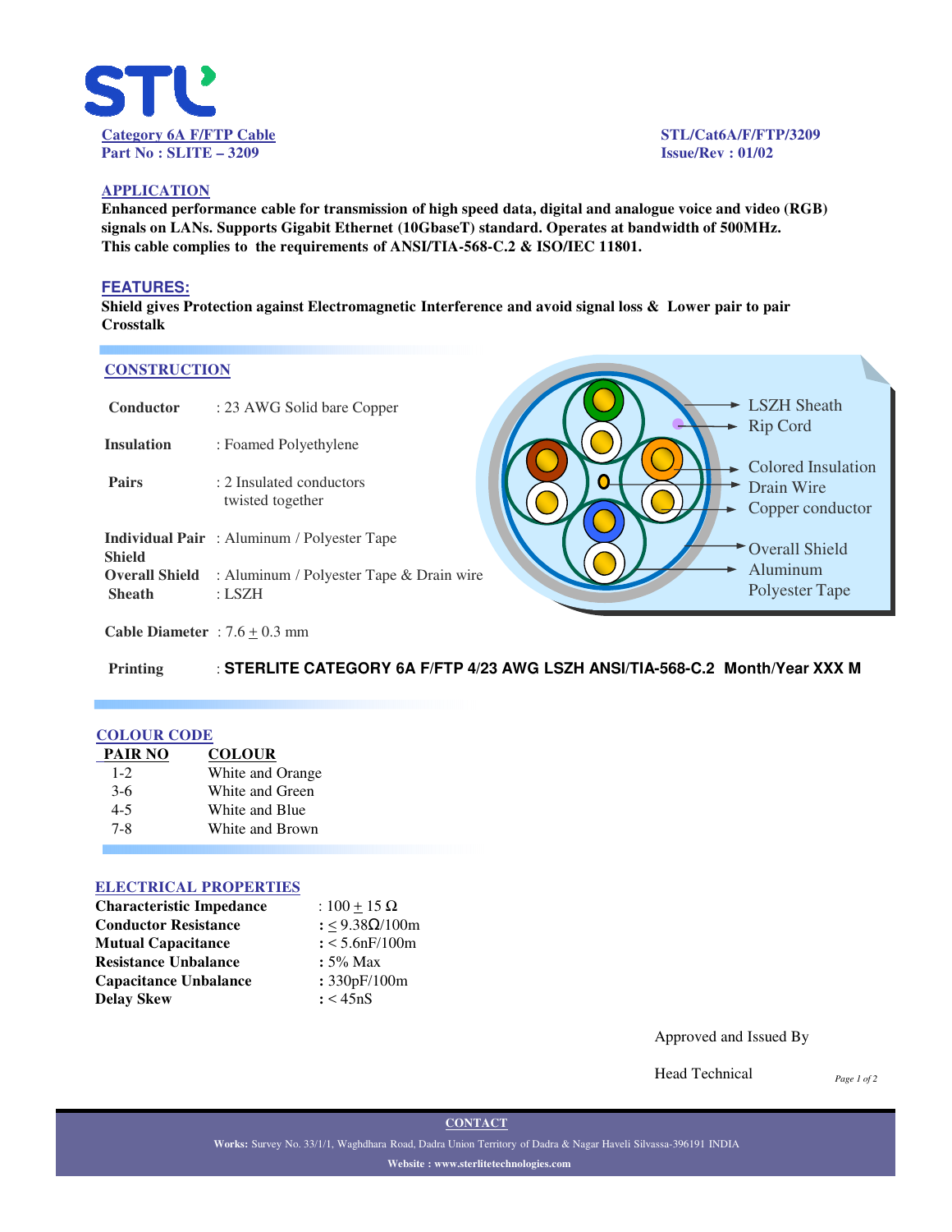STL

**Category 6A F/FTP Cable**
**Part No : SLITE – 3209**

**STL/Cat6A/F/FTP/3209**
**Issue/Rev : 01/02**

## APPLICATION

**Enhanced performance cable for transmission of high speed data, digital and analogue voice and video (RGB) signals on LANs. Supports Gigabit Ethernet (10GbaseT) standard. Operates at bandwidth of 500MHz. This cable complies to the requirements of ANSI/TIA-568-C.2 & ISO/IEC 11801.**

## FEATURES:

**Shield gives Protection against Electromagnetic Interference and avoid signal loss & Lower pair to pair Crosstalk**

## CONSTRUCTION

| | |
|---|---|
| **Conductor** | : 23 AWG Solid bare Copper |
| **Insulation** | : Foamed Polyethylene |
| **Pairs** | : 2 Insulated conductors twisted together |
| **Individual Pair Shield** | : Aluminum / Polyester Tape |
| **Overall Shield** | : Aluminum / Polyester Tape & Drain wire |
| **Sheath** | : LSZH |
| **Cable Diameter** | : 7.6 ± 0.3 mm |
| **Printing** | : **STERLITE CATEGORY 6A F/FTP 4/23 AWG LSZH ANSI/TIA-568-C.2 Month/Year XXX M** |

LSZH Sheath
Rip Cord
Colored Insulation
Drain Wire
Copper conductor
Overall Shield Aluminum Polyester Tape

## COLOUR CODE

| PAIR NO | COLOUR |
|---|---|
| 1-2 | White and Orange |
| 3-6 | White and Green |
| 4-5 | White and Blue |
| 7-8 | White and Brown |

## ELECTRICAL PROPERTIES

| | |
|---|---|
| **Characteristic Impedance** | : 100 ± 15 Ω |
| **Conductor Resistance** | : ≤ 9.38Ω/100m |
| **Mutual Capacitance** | : < 5.6nF/100m |
| **Resistance Unbalance** | : 5% Max |
| **Capacitance Unbalance** | : 330pF/100m |
| **Delay Skew** | : < 45nS |

Approved and Issued By

Head Technical

**CONTACT**

**Works:** Survey No. 33/1/1, Waghdhara Road, Dadra Union Territory of Dadra & Nagar Haveli Silvassa-396191 INDIA

**Website : www.sterlitetechnologies.com**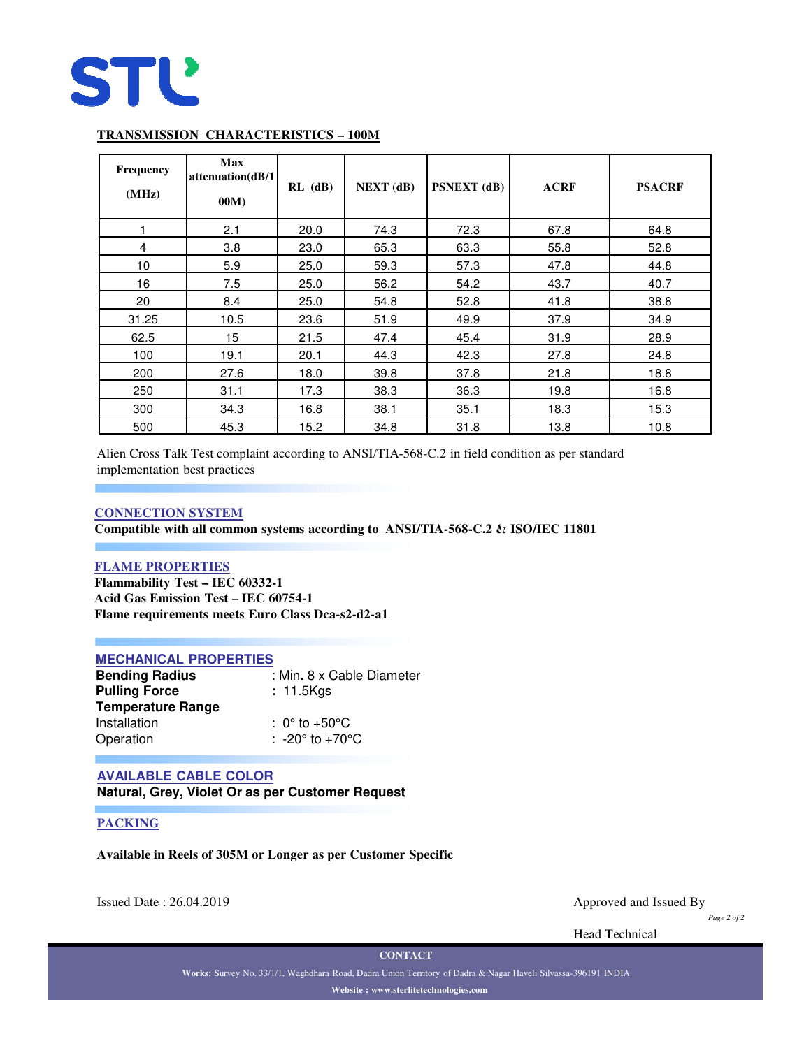## TRANSMISSION CHARACTERISTICS – 100M

| Frequency (MHz) | Max attenuation(dB/100M) | RL (dB) | NEXT (dB) | PSNEXT (dB) | ACRF | PSACRF |
|---|---|---|---|---|---|---|
| 1 | 2.1 | 20.0 | 74.3 | 72.3 | 67.8 | 64.8 |
| 4 | 3.8 | 23.0 | 65.3 | 63.3 | 55.8 | 52.8 |
| 10 | 5.9 | 25.0 | 59.3 | 57.3 | 47.8 | 44.8 |
| 16 | 7.5 | 25.0 | 56.2 | 54.2 | 43.7 | 40.7 |
| 20 | 8.4 | 25.0 | 54.8 | 52.8 | 41.8 | 38.8 |
| 31.25 | 10.5 | 23.6 | 51.9 | 49.9 | 37.9 | 34.9 |
| 62.5 | 15 | 21.5 | 47.4 | 45.4 | 31.9 | 28.9 |
| 100 | 19.1 | 20.1 | 44.3 | 42.3 | 27.8 | 24.8 |
| 200 | 27.6 | 18.0 | 39.8 | 37.8 | 21.8 | 18.8 |
| 250 | 31.1 | 17.3 | 38.3 | 36.3 | 19.8 | 16.8 |
| 300 | 34.3 | 16.8 | 38.1 | 35.1 | 18.3 | 15.3 |
| 500 | 45.3 | 15.2 | 34.8 | 31.8 | 13.8 | 10.8 |

Alien Cross Talk Test complaint according to ANSI/TIA-568-C.2 in field condition as per standard implementation best practices

## CONNECTION SYSTEM

**Compatible with all common systems according to ANSI/TIA-568-C.2 & ISO/IEC 11801**

## FLAME PROPERTIES

**Flammability Test – IEC 60332-1**
**Acid Gas Emission Test – IEC 60754-1**
**Flame requirements meets Euro Class Dca-s2-d2-a1**

## MECHANICAL PROPERTIES

**Bending Radius** : Min. 8 x Cable Diameter
**Pulling Force** : 11.5Kgs
**Temperature Range**
Installation : 0° to +50°C
Operation : -20° to +70°C

## AVAILABLE CABLE COLOR

**Natural, Grey, Violet Or as per Customer Request**

## PACKING

**Available in Reels of 305M or Longer as per Customer Specific**

Issued Date : 26.04.2019

Approved and Issued By

Head Technical

**CONTACT**

**Works:** Survey No. 33/1/1, Waghdhara Road, Dadra Union Territory of Dadra & Nagar Haveli Silvassa-396191 INDIA

**Website : www.sterlitetechnologies.com**